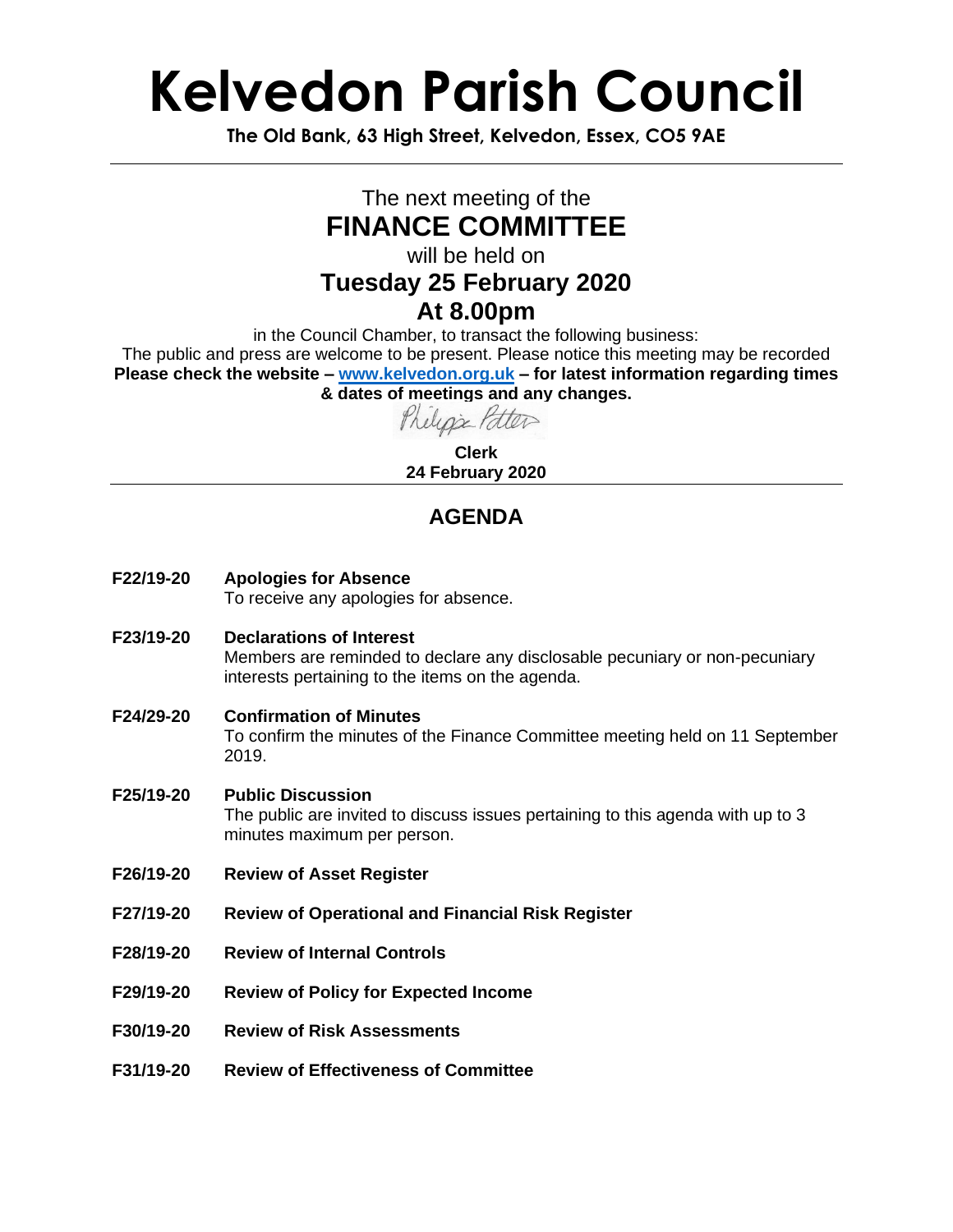# Kelvedon Parish Council

**The Old Bank, 63 High Street, Kelvedon, Essex, CO5 9AE**

---

The next meeting of the

## FINANCE COMMITTEE

will be held on

### Tuesday 25 February 2020

### At 8.00pm

in the Council Chamber, to transact the following business:

The public and press are welcome to be present. Please notice this meeting may be recorded

**Please check the website – www.kelvedon.org.uk – for latest information regarding times & dates of meetings and any changes.**

Philippa Potter

**Clerk**

**24 February 2020**

---

## AGENDA

**F22/19-20 Apologies for Absence**
To receive any apologies for absence.

**F23/19-20 Declarations of Interest**
Members are reminded to declare any disclosable pecuniary or non-pecuniary interests pertaining to the items on the agenda.

**F24/29-20 Confirmation of Minutes**
To confirm the minutes of the Finance Committee meeting held on 11 September 2019.

**F25/19-20 Public Discussion**
The public are invited to discuss issues pertaining to this agenda with up to 3 minutes maximum per person.

**F26/19-20 Review of Asset Register**

**F27/19-20 Review of Operational and Financial Risk Register**

**F28/19-20 Review of Internal Controls**

**F29/19-20 Review of Policy for Expected Income**

**F30/19-20 Review of Risk Assessments**

**F31/19-20 Review of Effectiveness of Committee**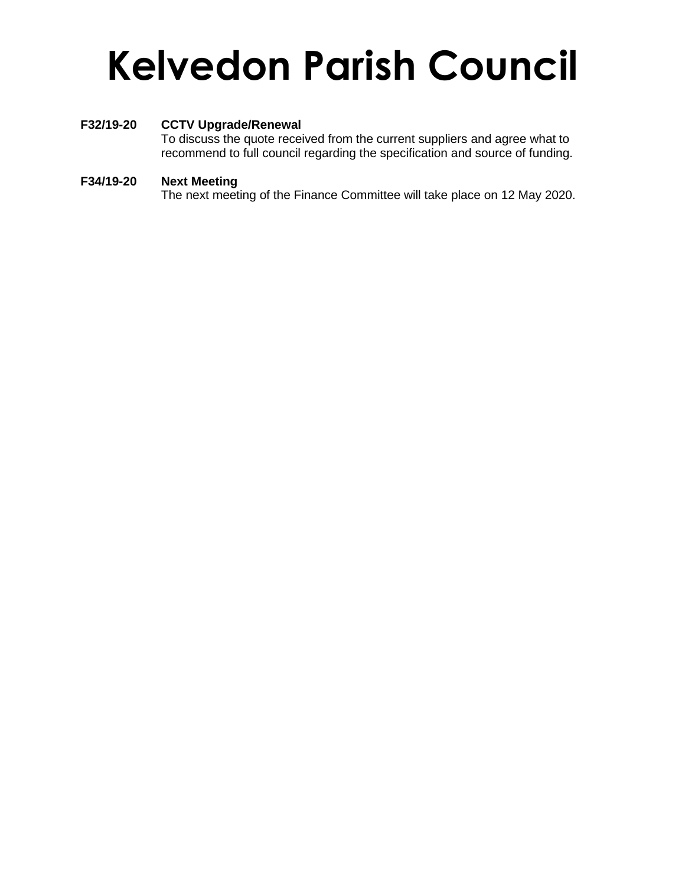# Kelvedon Parish Council

**F32/19-20 CCTV Upgrade/Renewal**
To discuss the quote received from the current suppliers and agree what to recommend to full council regarding the specification and source of funding.

**F34/19-20 Next Meeting**
The next meeting of the Finance Committee will take place on 12 May 2020.